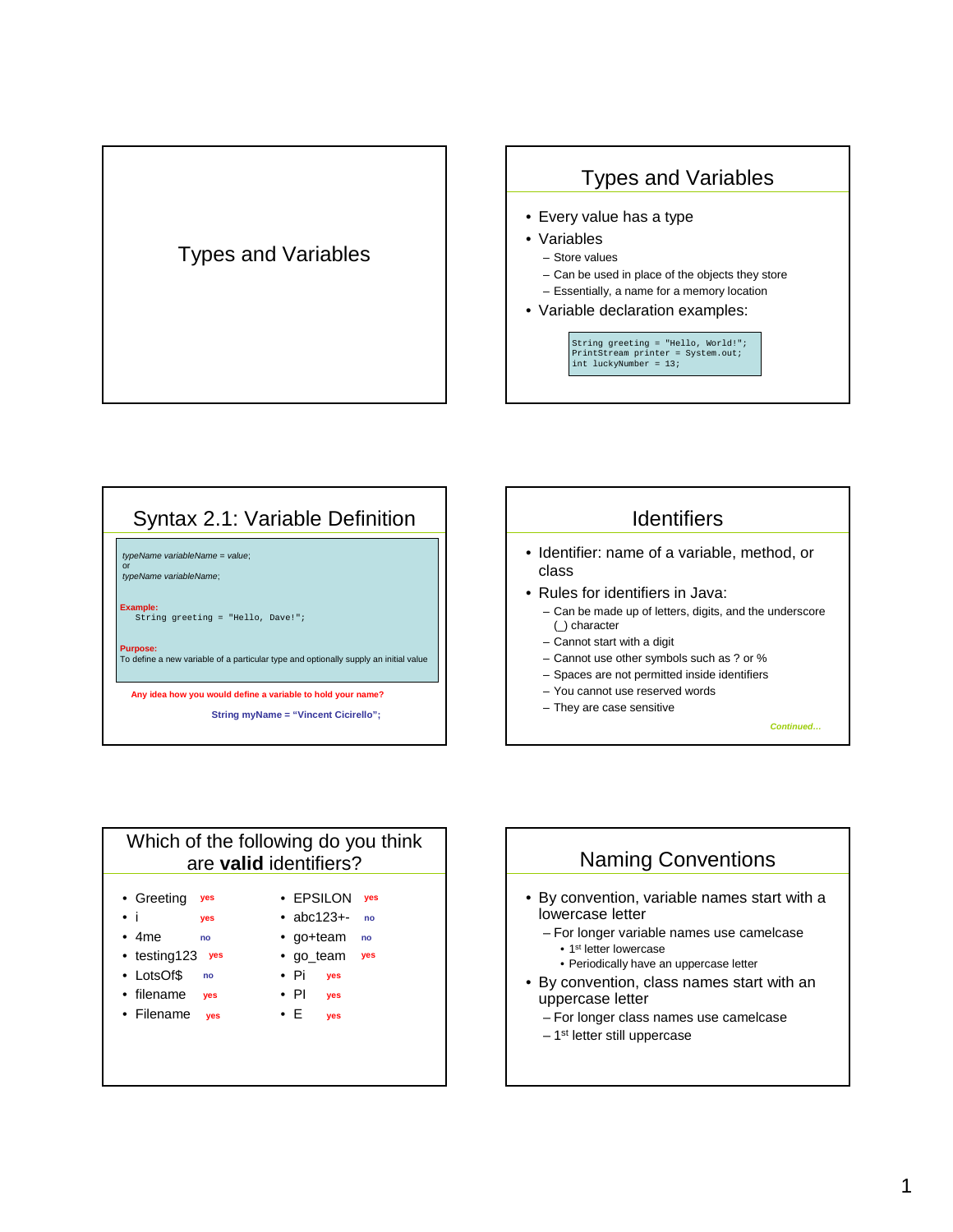# Types and Variables

## Types and Variables

- Every value has a type
- Variables
  - Store values
  - Can be used in place of the objects they store
  - Essentially, a name for a memory location
- Variable declaration examples:

```
String greeting = "Hello, World!";
PrintStream printer = System.out;
int luckyNumber = 13;
```

## Syntax 2.1: Variable Definition

*typeName variableName = value*;
or
*typeName variableName*;

**Example:**

```
String greeting = "Hello, Dave!";
```

**Purpose:**
To define a new variable of a particular type and optionally supply an initial value

**Any idea how you would define a variable to hold your name?**

**String myName = “Vincent Cicirello”;**

## Identifiers

- Identifier: name of a variable, method, or class
- Rules for identifiers in Java:
  - Can be made up of letters, digits, and the underscore (_) character
  - Cannot start with a digit
  - Cannot use other symbols such as ? or %
  - Spaces are not permitted inside identifiers
  - You cannot use reserved words
  - They are case sensitive

*Continued…*

## Which of the following do you think are **valid** identifiers?

- Greeting yes
- i yes
- 4me no
- testing123 yes
- LotsOf$ no
- filename yes
- Filename yes
- EPSILON yes
- abc123+- no
- go+team no
- go_team yes
- Pi yes
- PI yes
- E yes

## Naming Conventions

- By convention, variable names start with a lowercase letter
  - For longer variable names use camelcase
    - 1st letter lowercase
    - Periodically have an uppercase letter
- By convention, class names start with an uppercase letter
  - For longer class names use camelcase
  - 1st letter still uppercase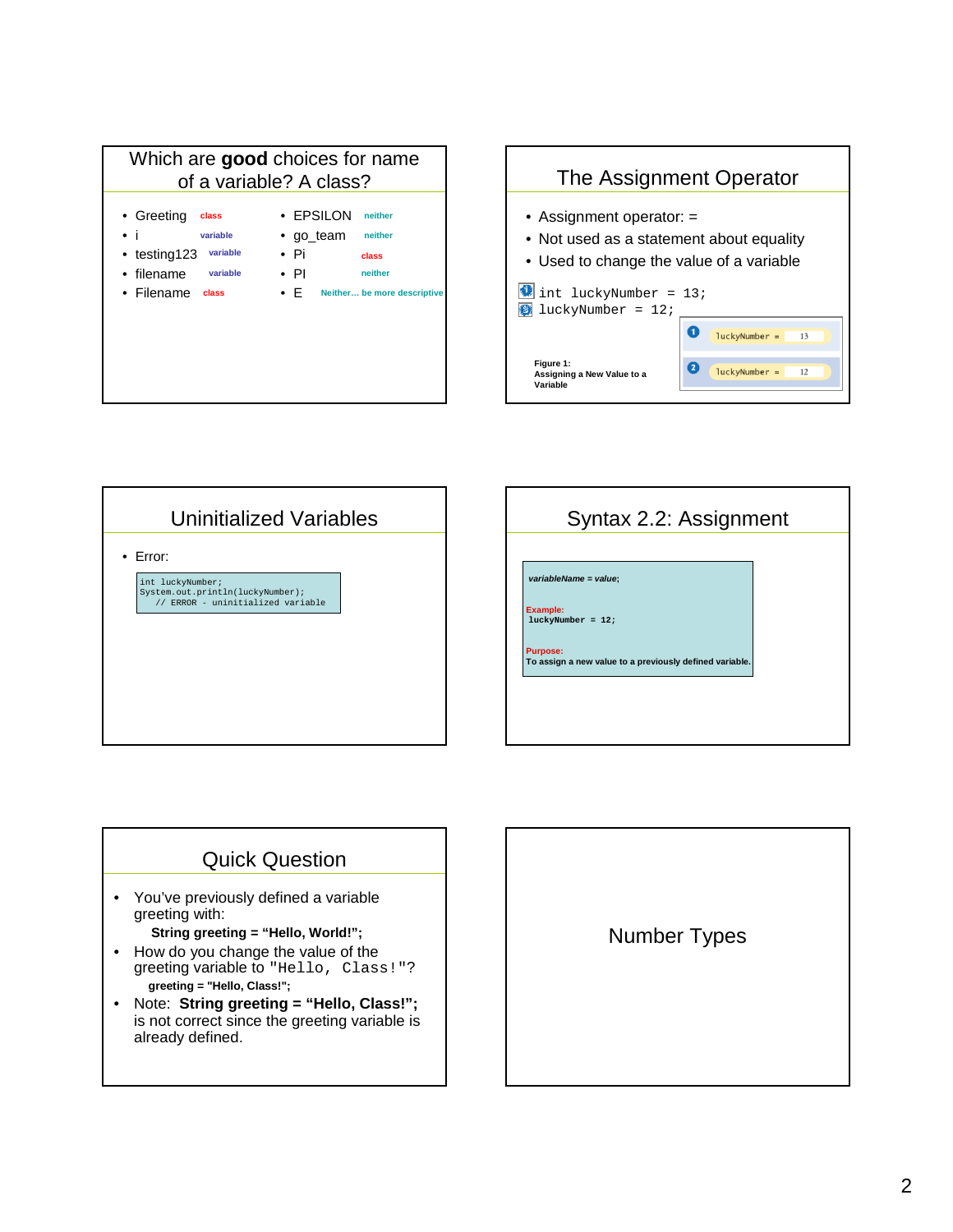## Which are **good** choices for name of a variable? A class?

- Greeting class
- i variable
- testing123 variable
- filename variable
- Filename class
- EPSILON neither
- go_team neither
- Pi class
- PI neither
- E Neither… be more descriptive

## The Assignment Operator

- Assignment operator: =
- Not used as a statement about equality
- Used to change the value of a variable

```
int luckyNumber = 13;
luckyNumber = 12;
```

| | |
|---|---|
| 1 | luckyNumber = 13 |
| 2 | luckyNumber = 12 |

Figure 1: Assigning a New Value to a Variable

## Uninitialized Variables

- Error:

```
int luckyNumber;
System.out.println(luckyNumber);
   // ERROR - uninitialized variable
```

## Syntax 2.2: Assignment

*variableName* = *value*;

**Example:**

```
luckyNumber = 12;
```

**Purpose:**

To assign a new value to a previously defined variable.

## Quick Question

- You've previously defined a variable greeting with:

  **String greeting = "Hello, World!";**
- How do you change the value of the greeting variable to `"Hello, Class!"`?

  **greeting = "Hello, Class!";**
- Note: **String greeting = "Hello, Class!";** is not correct since the greeting variable is already defined.

## Number Types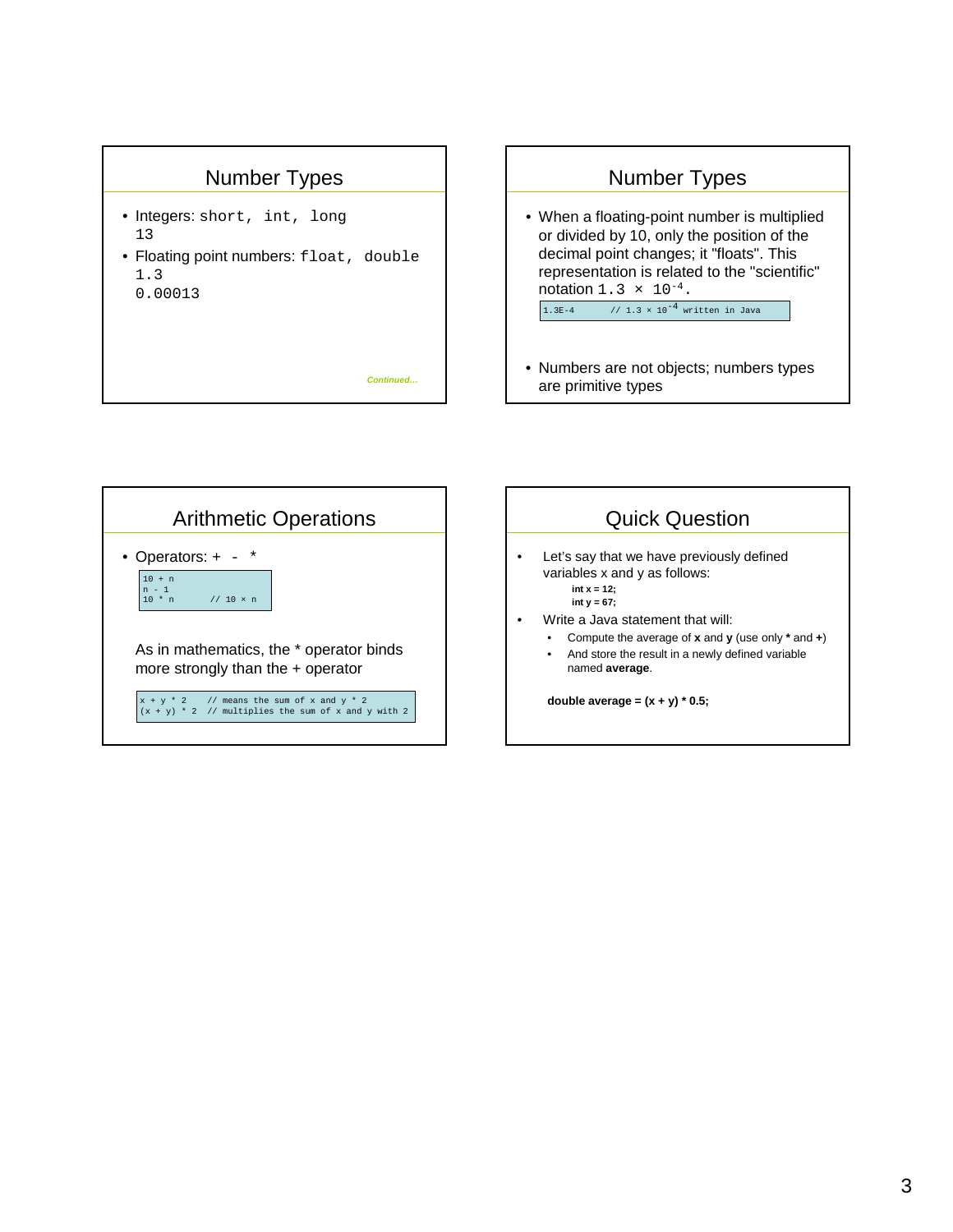## Number Types

- Integers: `short, int, long`
  `13`
- Floating point numbers: `float, double`
  `1.3`
  `0.00013`

*Continued…*

## Number Types

- When a floating-point number is multiplied or divided by 10, only the position of the decimal point changes; it "floats". This representation is related to the "scientific" notation $1.3 \times 10^{-4}$.

```
1.3E-4       // 1.3 × 10^-4 written in Java
```

- Numbers are not objects; numbers types are primitive types

## Arithmetic Operations

- Operators: + - *

```
10 + n
n - 1
10 * n       // 10 × n
```

As in mathematics, the * operator binds more strongly than the + operator

```
x + y * 2    // means the sum of x and y * 2
(x + y) * 2  // multiplies the sum of x and y with 2
```

## Quick Question

- Let's say that we have previously defined variables x and y as follows:
  - **int x = 12;**
  - **int y = 67;**
- Write a Java statement that will:
  - Compute the average of **x** and **y** (use only ***** and **+**)
  - And store the result in a newly defined variable named **average**.

**double average = (x + y) * 0.5;**